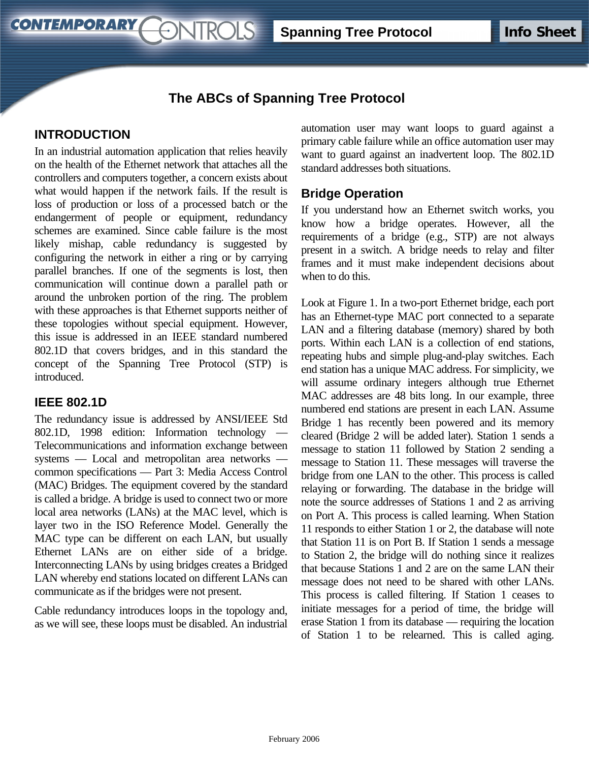# The ABCs of Spanning Tree Protocol

## INTRODUCTION

In an industrial automation application that relies heavily on the health of the Ethernet network that attaches all the controllers and computers together, a concern exists about what would happen if the network fails. If the result is loss of production or loss of a processed batch or the endangerment of people or equipment, redundancy schemes are examined. Since cable failure is the most likely mishap, cable redundancy is suggested by configuring the network in either a ring or by carrying parallel branches. If one of the segments is lost, then communication will continue down a parallel path or around the unbroken portion of the ring. The problem with these approaches is that Ethernet supports neither of these topologies without special equipment. However, this issue is addressed in an IEEE standard numbered 802.1D that covers bridges, and in this standard the concept of the Spanning Tree Protocol (STP) is introduced.

## IEEE 802.1D

The redundancy issue is addressed by ANSI/IEEE Std 802.1D, 1998 edition: Information technology — Telecommunications and information exchange between systems — Local and metropolitan area networks — common specifications — Part 3: Media Access Control (MAC) Bridges. The equipment covered by the standard is called a bridge. A bridge is used to connect two or more local area networks (LANs) at the MAC level, which is layer two in the ISO Reference Model. Generally the MAC type can be different on each LAN, but usually Ethernet LANs are on either side of a bridge. Interconnecting LANs by using bridges creates a Bridged LAN whereby end stations located on different LANs can communicate as if the bridges were not present.

Cable redundancy introduces loops in the topology and, as we will see, these loops must be disabled. An industrial automation user may want loops to guard against a primary cable failure while an office automation user may want to guard against an inadvertent loop. The 802.1D standard addresses both situations.

## Bridge Operation

If you understand how an Ethernet switch works, you know how a bridge operates. However, all the requirements of a bridge (e.g., STP) are not always present in a switch. A bridge needs to relay and filter frames and it must make independent decisions about when to do this.

Look at Figure 1. In a two-port Ethernet bridge, each port has an Ethernet-type MAC port connected to a separate LAN and a filtering database (memory) shared by both ports. Within each LAN is a collection of end stations, repeating hubs and simple plug-and-play switches. Each end station has a unique MAC address. For simplicity, we will assume ordinary integers although true Ethernet MAC addresses are 48 bits long. In our example, three numbered end stations are present in each LAN. Assume Bridge 1 has recently been powered and its memory cleared (Bridge 2 will be added later). Station 1 sends a message to station 11 followed by Station 2 sending a message to Station 11. These messages will traverse the bridge from one LAN to the other. This process is called relaying or forwarding. The database in the bridge will note the source addresses of Stations 1 and 2 as arriving on Port A. This process is called learning. When Station 11 responds to either Station 1 or 2, the database will note that Station 11 is on Port B. If Station 1 sends a message to Station 2, the bridge will do nothing since it realizes that because Stations 1 and 2 are on the same LAN their message does not need to be shared with other LANs. This process is called filtering. If Station 1 ceases to initiate messages for a period of time, the bridge will erase Station 1 from its database — requiring the location of Station 1 to be relearned. This is called aging.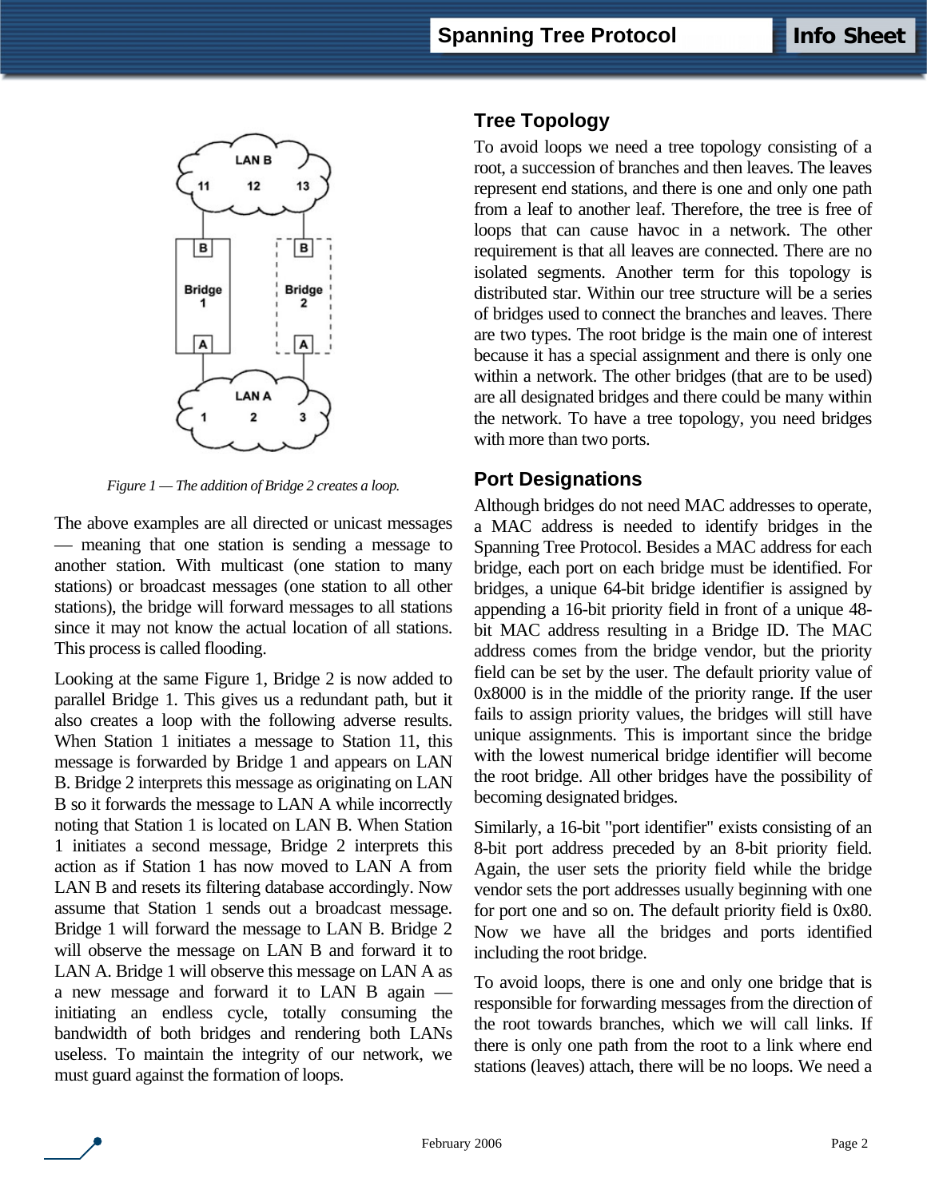*Figure 1 — The addition of Bridge 2 creates a loop.*

The above examples are all directed or unicast messages — meaning that one station is sending a message to another station. With multicast (one station to many stations) or broadcast messages (one station to all other stations), the bridge will forward messages to all stations since it may not know the actual location of all stations. This process is called flooding.

Looking at the same Figure 1, Bridge 2 is now added to parallel Bridge 1. This gives us a redundant path, but it also creates a loop with the following adverse results. When Station 1 initiates a message to Station 11, this message is forwarded by Bridge 1 and appears on LAN B. Bridge 2 interprets this message as originating on LAN B so it forwards the message to LAN A while incorrectly noting that Station 1 is located on LAN B. When Station 1 initiates a second message, Bridge 2 interprets this action as if Station 1 has now moved to LAN A from LAN B and resets its filtering database accordingly. Now assume that Station 1 sends out a broadcast message. Bridge 1 will forward the message to LAN B. Bridge 2 will observe the message on LAN B and forward it to LAN A. Bridge 1 will observe this message on LAN A as a new message and forward it to LAN B again — initiating an endless cycle, totally consuming the bandwidth of both bridges and rendering both LANs useless. To maintain the integrity of our network, we must guard against the formation of loops.

## Tree Topology

To avoid loops we need a tree topology consisting of a root, a succession of branches and then leaves. The leaves represent end stations, and there is one and only one path from a leaf to another leaf. Therefore, the tree is free of loops that can cause havoc in a network. The other requirement is that all leaves are connected. There are no isolated segments. Another term for this topology is distributed star. Within our tree structure will be a series of bridges used to connect the branches and leaves. There are two types. The root bridge is the main one of interest because it has a special assignment and there is only one within a network. The other bridges (that are to be used) are all designated bridges and there could be many within the network. To have a tree topology, you need bridges with more than two ports.

## Port Designations

Although bridges do not need MAC addresses to operate, a MAC address is needed to identify bridges in the Spanning Tree Protocol. Besides a MAC address for each bridge, each port on each bridge must be identified. For bridges, a unique 64-bit bridge identifier is assigned by appending a 16-bit priority field in front of a unique 48-bit MAC address resulting in a Bridge ID. The MAC address comes from the bridge vendor, but the priority field can be set by the user. The default priority value of 0x8000 is in the middle of the priority range. If the user fails to assign priority values, the bridges will still have unique assignments. This is important since the bridge with the lowest numerical bridge identifier will become the root bridge. All other bridges have the possibility of becoming designated bridges.

Similarly, a 16-bit "port identifier" exists consisting of an 8-bit port address preceded by an 8-bit priority field. Again, the user sets the priority field while the bridge vendor sets the port addresses usually beginning with one for port one and so on. The default priority field is 0x80. Now we have all the bridges and ports identified including the root bridge.

To avoid loops, there is one and only one bridge that is responsible for forwarding messages from the direction of the root towards branches, which we will call links. If there is only one path from the root to a link where end stations (leaves) attach, there will be no loops. We need a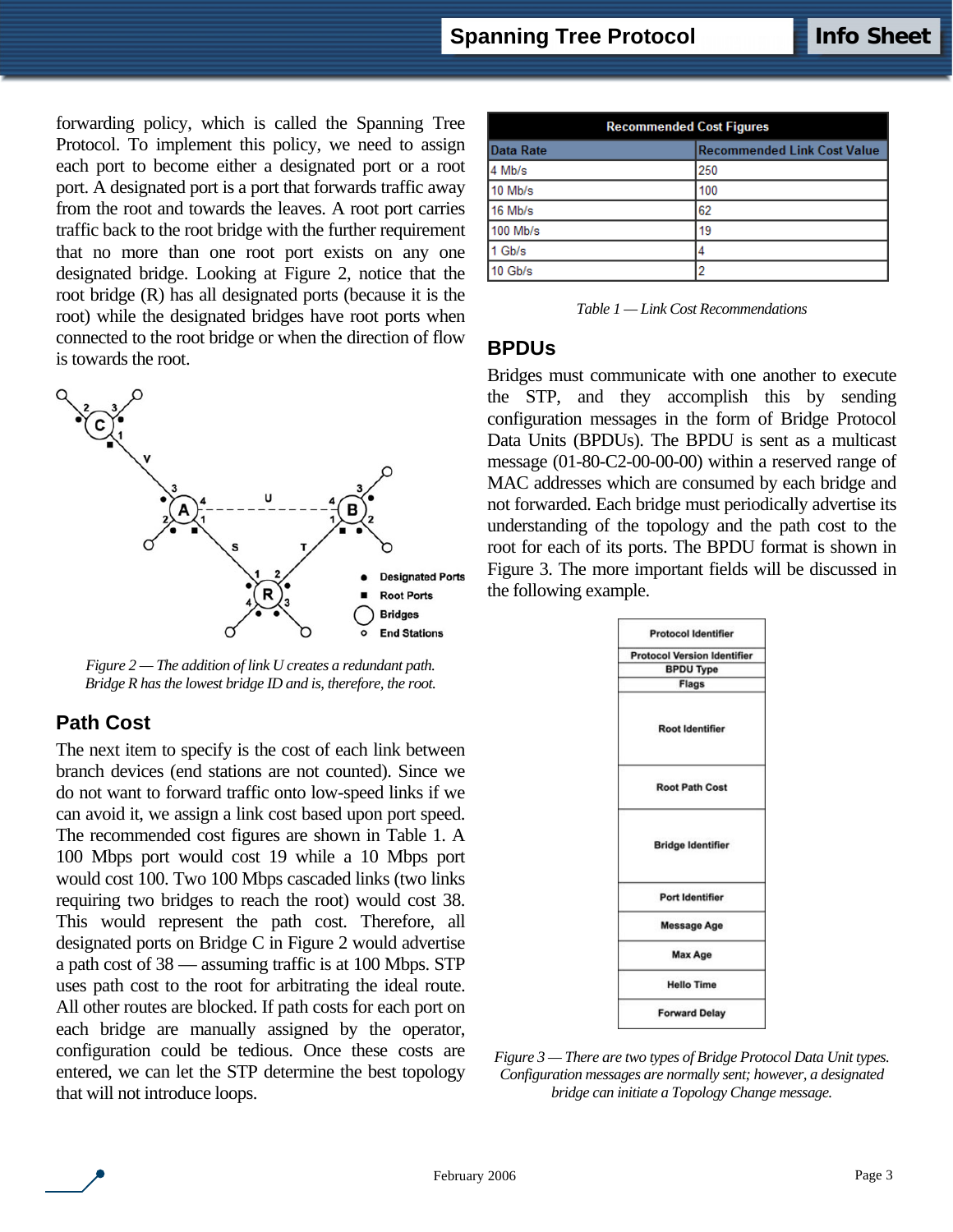forwarding policy, which is called the Spanning Tree Protocol. To implement this policy, we need to assign each port to become either a designated port or a root port. A designated port is a port that forwards traffic away from the root and towards the leaves. A root port carries traffic back to the root bridge with the further requirement that no more than one root port exists on any one designated bridge. Looking at Figure 2, notice that the root bridge (R) has all designated ports (because it is the root) while the designated bridges have root ports when connected to the root bridge or when the direction of flow is towards the root.

*Figure 2 — The addition of link U creates a redundant path. Bridge R has the lowest bridge ID and is, therefore, the root.*

## Path Cost

The next item to specify is the cost of each link between branch devices (end stations are not counted). Since we do not want to forward traffic onto low-speed links if we can avoid it, we assign a link cost based upon port speed. The recommended cost figures are shown in Table 1. A 100 Mbps port would cost 19 while a 10 Mbps port would cost 100. Two 100 Mbps cascaded links (two links requiring two bridges to reach the root) would cost 38. This would represent the path cost. Therefore, all designated ports on Bridge C in Figure 2 would advertise a path cost of 38 — assuming traffic is at 100 Mbps. STP uses path cost to the root for arbitrating the ideal route. All other routes are blocked. If path costs for each port on each bridge are manually assigned by the operator, configuration could be tedious. Once these costs are entered, we can let the STP determine the best topology that will not introduce loops.

| Recommended Cost Figures | |
|---|---|
| **Data Rate** | **Recommended Link Cost Value** |
| 4 Mb/s | 250 |
| 10 Mb/s | 100 |
| 16 Mb/s | 62 |
| 100 Mb/s | 19 |
| 1 Gb/s | 4 |
| 10 Gb/s | 2 |

*Table 1 — Link Cost Recommendations*

## BPDUs

Bridges must communicate with one another to execute the STP, and they accomplish this by sending configuration messages in the form of Bridge Protocol Data Units (BPDUs). The BPDU is sent as a multicast message (01-80-C2-00-00-00) within a reserved range of MAC addresses which are consumed by each bridge and not forwarded. Each bridge must periodically advertise its understanding of the topology and the path cost to the root for each of its ports. The BPDU format is shown in Figure 3. The more important fields will be discussed in the following example.

| Protocol Identifier |
|---|
| Protocol Version Identifier |
| BPDU Type |
| Flags |
| Root Identifier |
| Root Path Cost |
| Bridge Identifier |
| Port Identifier |
| Message Age |
| Max Age |
| Hello Time |
| Forward Delay |

*Figure 3 — There are two types of Bridge Protocol Data Unit types. Configuration messages are normally sent; however, a designated bridge can initiate a Topology Change message.*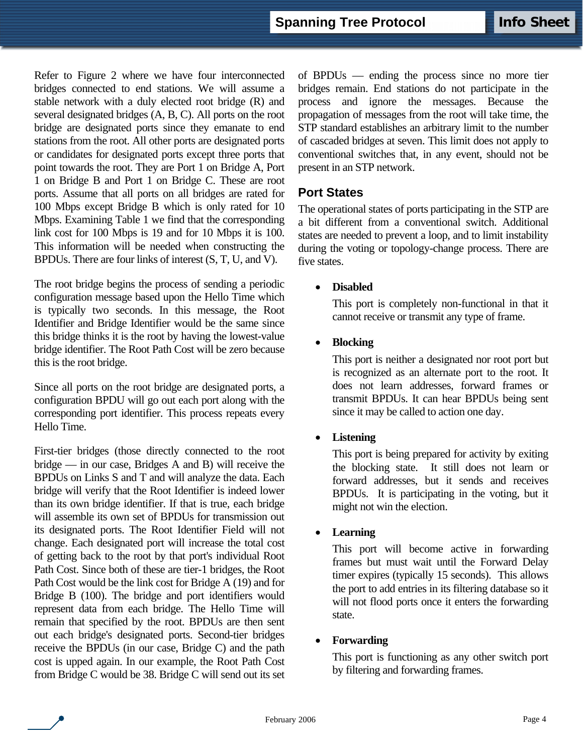Refer to Figure 2 where we have four interconnected bridges connected to end stations. We will assume a stable network with a duly elected root bridge (R) and several designated bridges (A, B, C). All ports on the root bridge are designated ports since they emanate to end stations from the root. All other ports are designated ports or candidates for designated ports except three ports that point towards the root. They are Port 1 on Bridge A, Port 1 on Bridge B and Port 1 on Bridge C. These are root ports. Assume that all ports on all bridges are rated for 100 Mbps except Bridge B which is only rated for 10 Mbps. Examining Table 1 we find that the corresponding link cost for 100 Mbps is 19 and for 10 Mbps it is 100. This information will be needed when constructing the BPDUs. There are four links of interest (S, T, U, and V).

The root bridge begins the process of sending a periodic configuration message based upon the Hello Time which is typically two seconds. In this message, the Root Identifier and Bridge Identifier would be the same since this bridge thinks it is the root by having the lowest-value bridge identifier. The Root Path Cost will be zero because this is the root bridge.

Since all ports on the root bridge are designated ports, a configuration BPDU will go out each port along with the corresponding port identifier. This process repeats every Hello Time.

First-tier bridges (those directly connected to the root bridge — in our case, Bridges A and B) will receive the BPDUs on Links S and T and will analyze the data. Each bridge will verify that the Root Identifier is indeed lower than its own bridge identifier. If that is true, each bridge will assemble its own set of BPDUs for transmission out its designated ports. The Root Identifier Field will not change. Each designated port will increase the total cost of getting back to the root by that port's individual Root Path Cost. Since both of these are tier-1 bridges, the Root Path Cost would be the link cost for Bridge A (19) and for Bridge B (100). The bridge and port identifiers would represent data from each bridge. The Hello Time will remain that specified by the root. BPDUs are then sent out each bridge's designated ports. Second-tier bridges receive the BPDUs (in our case, Bridge C) and the path cost is upped again. In our example, the Root Path Cost from Bridge C would be 38. Bridge C will send out its set of BPDUs — ending the process since no more tier bridges remain. End stations do not participate in the process and ignore the messages. Because the propagation of messages from the root will take time, the STP standard establishes an arbitrary limit to the number of cascaded bridges at seven. This limit does not apply to conventional switches that, in any event, should not be present in an STP network.

## Port States

The operational states of ports participating in the STP are a bit different from a conventional switch. Additional states are needed to prevent a loop, and to limit instability during the voting or topology-change process. There are five states.

- **Disabled**

  This port is completely non-functional in that it cannot receive or transmit any type of frame.

- **Blocking**

  This port is neither a designated nor root port but is recognized as an alternate port to the root. It does not learn addresses, forward frames or transmit BPDUs. It can hear BPDUs being sent since it may be called to action one day.

- **Listening**

  This port is being prepared for activity by exiting the blocking state. It still does not learn or forward addresses, but it sends and receives BPDUs. It is participating in the voting, but it might not win the election.

- **Learning**

  This port will become active in forwarding frames but must wait until the Forward Delay timer expires (typically 15 seconds). This allows the port to add entries in its filtering database so it will not flood ports once it enters the forwarding state.

- **Forwarding**

  This port is functioning as any other switch port by filtering and forwarding frames.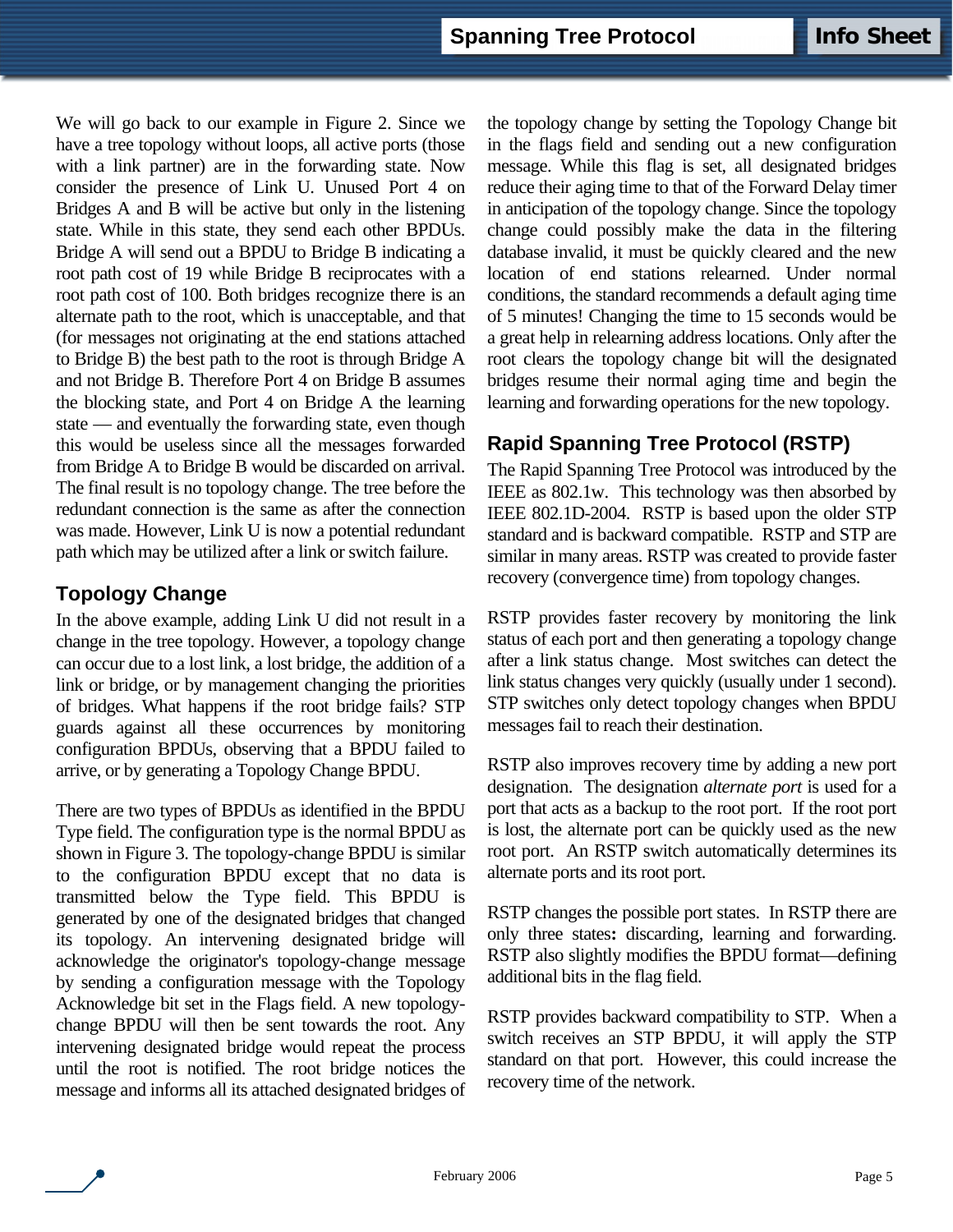We will go back to our example in Figure 2. Since we have a tree topology without loops, all active ports (those with a link partner) are in the forwarding state. Now consider the presence of Link U. Unused Port 4 on Bridges A and B will be active but only in the listening state. While in this state, they send each other BPDUs. Bridge A will send out a BPDU to Bridge B indicating a root path cost of 19 while Bridge B reciprocates with a root path cost of 100. Both bridges recognize there is an alternate path to the root, which is unacceptable, and that (for messages not originating at the end stations attached to Bridge B) the best path to the root is through Bridge A and not Bridge B. Therefore Port 4 on Bridge B assumes the blocking state, and Port 4 on Bridge A the learning state — and eventually the forwarding state, even though this would be useless since all the messages forwarded from Bridge A to Bridge B would be discarded on arrival. The final result is no topology change. The tree before the redundant connection is the same as after the connection was made. However, Link U is now a potential redundant path which may be utilized after a link or switch failure.

## Topology Change

In the above example, adding Link U did not result in a change in the tree topology. However, a topology change can occur due to a lost link, a lost bridge, the addition of a link or bridge, or by management changing the priorities of bridges. What happens if the root bridge fails? STP guards against all these occurrences by monitoring configuration BPDUs, observing that a BPDU failed to arrive, or by generating a Topology Change BPDU.

There are two types of BPDUs as identified in the BPDU Type field. The configuration type is the normal BPDU as shown in Figure 3. The topology-change BPDU is similar to the configuration BPDU except that no data is transmitted below the Type field. This BPDU is generated by one of the designated bridges that changed its topology. An intervening designated bridge will acknowledge the originator's topology-change message by sending a configuration message with the Topology Acknowledge bit set in the Flags field. A new topology-change BPDU will then be sent towards the root. Any intervening designated bridge would repeat the process until the root is notified. The root bridge notices the message and informs all its attached designated bridges of the topology change by setting the Topology Change bit in the flags field and sending out a new configuration message. While this flag is set, all designated bridges reduce their aging time to that of the Forward Delay timer in anticipation of the topology change. Since the topology change could possibly make the data in the filtering database invalid, it must be quickly cleared and the new location of end stations relearned. Under normal conditions, the standard recommends a default aging time of 5 minutes! Changing the time to 15 seconds would be a great help in relearning address locations. Only after the root clears the topology change bit will the designated bridges resume their normal aging time and begin the learning and forwarding operations for the new topology.

## Rapid Spanning Tree Protocol (RSTP)

The Rapid Spanning Tree Protocol was introduced by the IEEE as 802.1w. This technology was then absorbed by IEEE 802.1D-2004. RSTP is based upon the older STP standard and is backward compatible. RSTP and STP are similar in many areas. RSTP was created to provide faster recovery (convergence time) from topology changes.

RSTP provides faster recovery by monitoring the link status of each port and then generating a topology change after a link status change. Most switches can detect the link status changes very quickly (usually under 1 second). STP switches only detect topology changes when BPDU messages fail to reach their destination.

RSTP also improves recovery time by adding a new port designation. The designation *alternate port* is used for a port that acts as a backup to the root port. If the root port is lost, the alternate port can be quickly used as the new root port. An RSTP switch automatically determines its alternate ports and its root port.

RSTP changes the possible port states. In RSTP there are only three states**:** discarding, learning and forwarding. RSTP also slightly modifies the BPDU format—defining additional bits in the flag field.

RSTP provides backward compatibility to STP. When a switch receives an STP BPDU, it will apply the STP standard on that port. However, this could increase the recovery time of the network.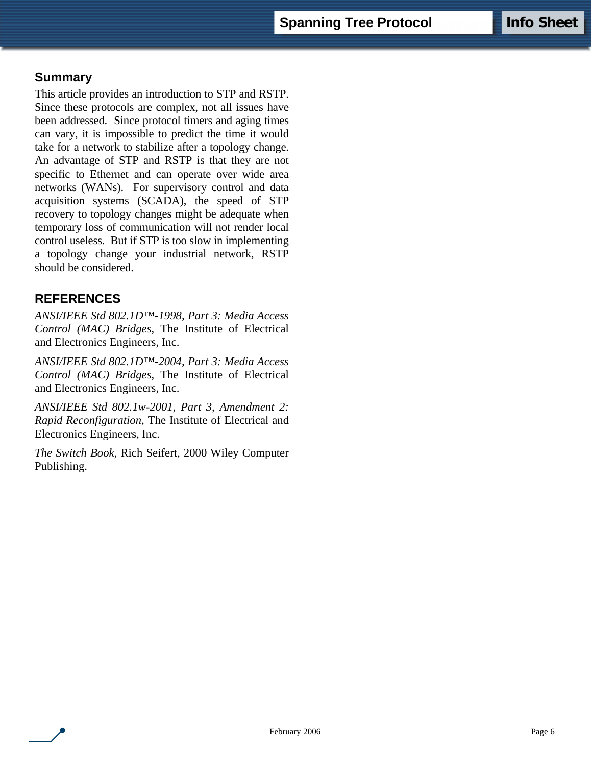## Summary

This article provides an introduction to STP and RSTP. Since these protocols are complex, not all issues have been addressed. Since protocol timers and aging times can vary, it is impossible to predict the time it would take for a network to stabilize after a topology change. An advantage of STP and RSTP is that they are not specific to Ethernet and can operate over wide area networks (WANs). For supervisory control and data acquisition systems (SCADA), the speed of STP recovery to topology changes might be adequate when temporary loss of communication will not render local control useless. But if STP is too slow in implementing a topology change your industrial network, RSTP should be considered.

## REFERENCES

*ANSI/IEEE Std 802.1D™-1998, Part 3: Media Access Control (MAC) Bridges*, The Institute of Electrical and Electronics Engineers, Inc.

*ANSI/IEEE Std 802.1D™-2004, Part 3: Media Access Control (MAC) Bridges*, The Institute of Electrical and Electronics Engineers, Inc.

*ANSI/IEEE Std 802.1w-2001, Part 3, Amendment 2: Rapid Reconfiguration*, The Institute of Electrical and Electronics Engineers, Inc.

*The Switch Book*, Rich Seifert, 2000 Wiley Computer Publishing.